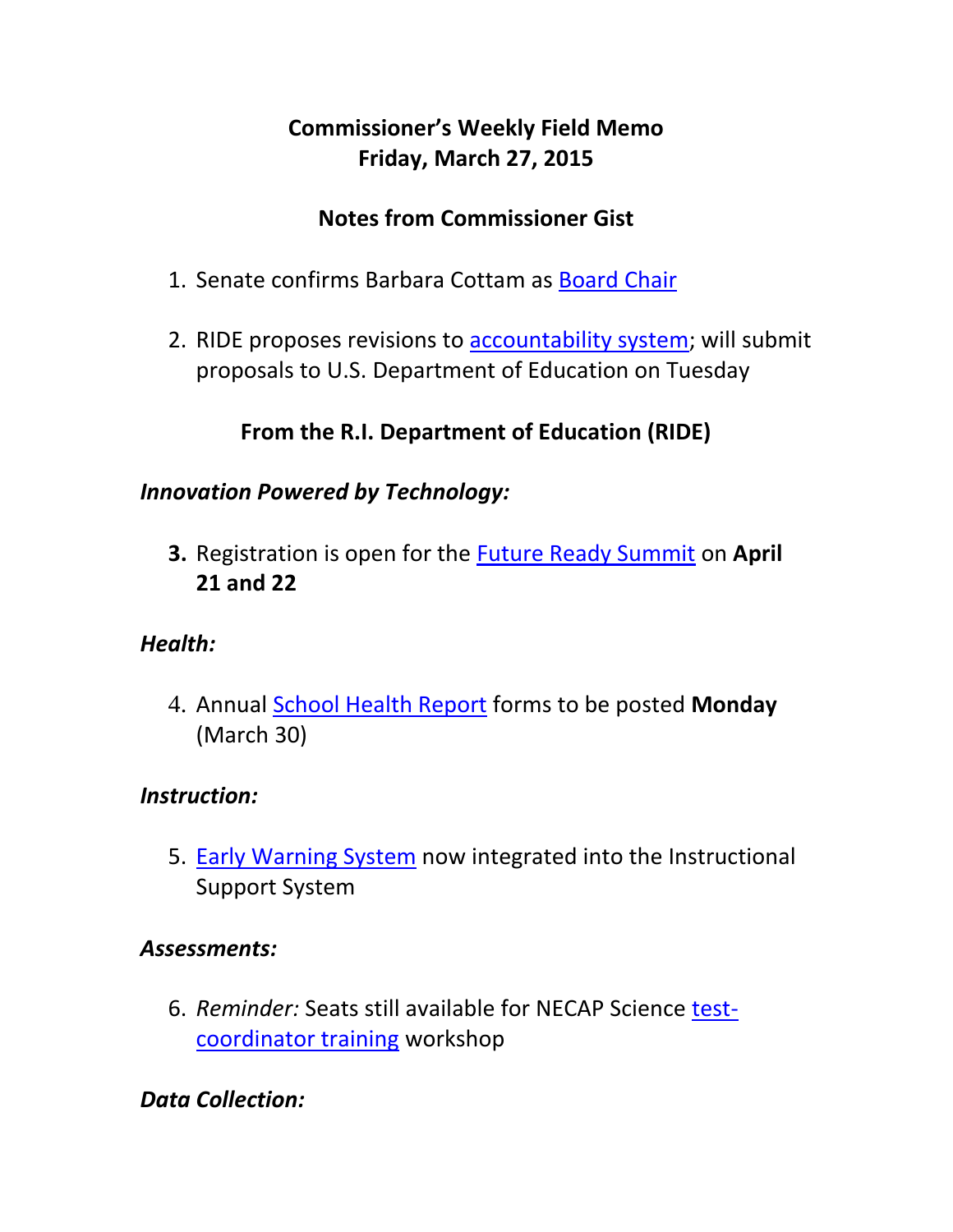# Commissioner's Weekly Field Memo
# Friday, March 27, 2015

## Notes from Commissioner Gist

1. Senate confirms Barbara Cottam as Board Chair

2. RIDE proposes revisions to accountability system; will submit proposals to U.S. Department of Education on Tuesday

## From the R.I. Department of Education (RIDE)

### *Innovation Powered by Technology:*

3. Registration is open for the Future Ready Summit on **April 21 and 22**

### *Health:*

4. Annual School Health Report forms to be posted **Monday** (March 30)

### *Instruction:*

5. Early Warning System now integrated into the Instructional Support System

### *Assessments:*

6. *Reminder:* Seats still available for NECAP Science test-coordinator training workshop

### *Data Collection:*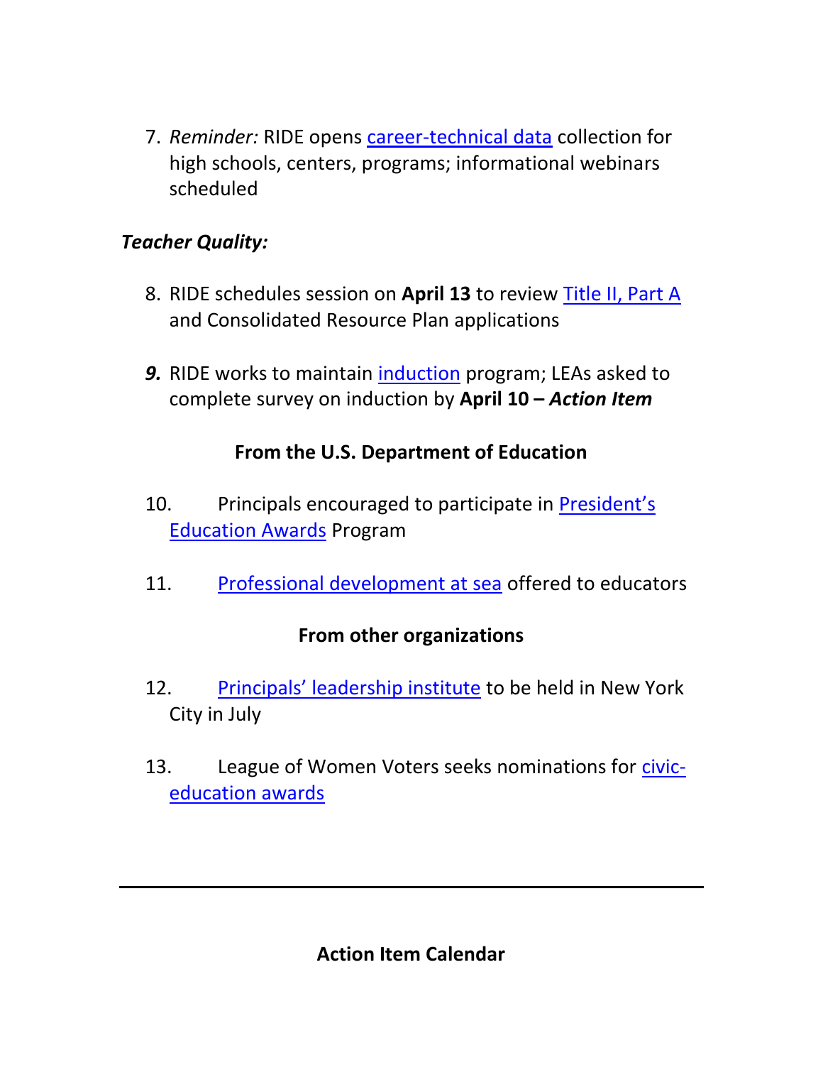7. *Reminder:* RIDE opens career-technical data collection for high schools, centers, programs; informational webinars scheduled

***Teacher Quality:***

8. RIDE schedules session on **April 13** to review Title II, Part A and Consolidated Resource Plan applications

9. RIDE works to maintain induction program; LEAs asked to complete survey on induction by **April 10 – *Action Item***

**From the U.S. Department of Education**

10. Principals encouraged to participate in President's Education Awards Program

11. Professional development at sea offered to educators

**From other organizations**

12. Principals' leadership institute to be held in New York City in July

13. League of Women Voters seeks nominations for civic-education awards

---

**Action Item Calendar**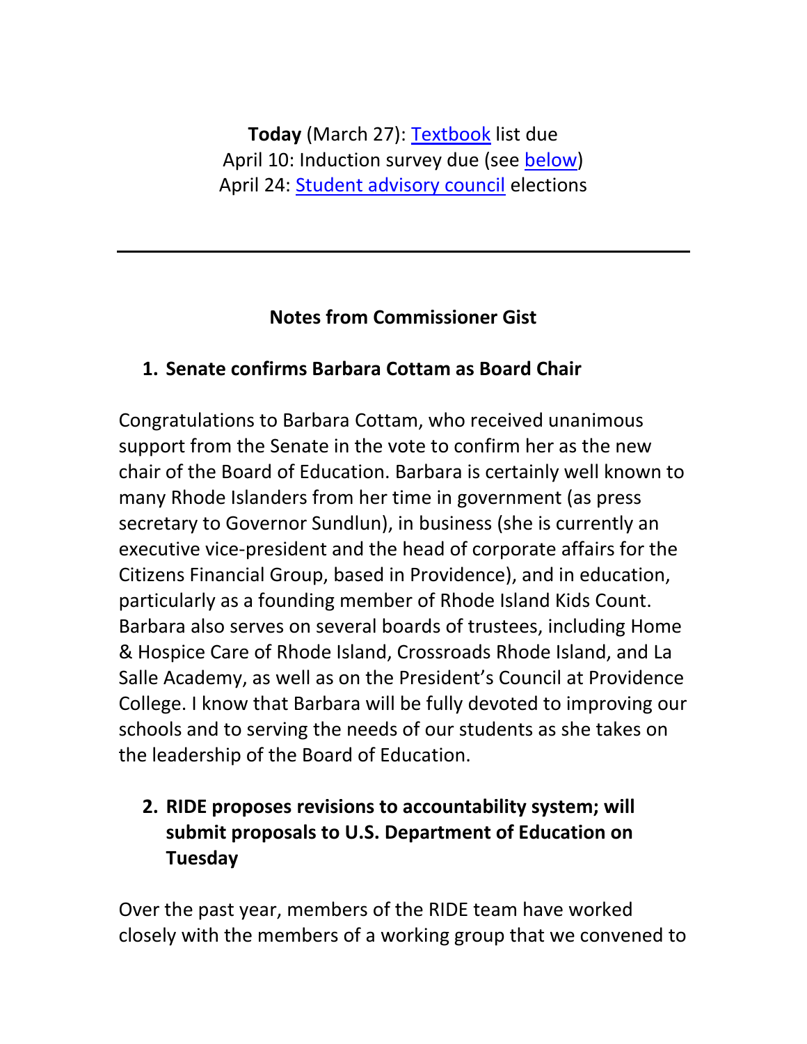**Today** (March 27): [Textbook]() list due
April 10: Induction survey due (see [below]())
April 24: [Student advisory council]() elections

---

## Notes from Commissioner Gist

### 1. Senate confirms Barbara Cottam as Board Chair

Congratulations to Barbara Cottam, who received unanimous support from the Senate in the vote to confirm her as the new chair of the Board of Education. Barbara is certainly well known to many Rhode Islanders from her time in government (as press secretary to Governor Sundlun), in business (she is currently an executive vice-president and the head of corporate affairs for the Citizens Financial Group, based in Providence), and in education, particularly as a founding member of Rhode Island Kids Count. Barbara also serves on several boards of trustees, including Home & Hospice Care of Rhode Island, Crossroads Rhode Island, and La Salle Academy, as well as on the President's Council at Providence College. I know that Barbara will be fully devoted to improving our schools and to serving the needs of our students as she takes on the leadership of the Board of Education.

### 2. RIDE proposes revisions to accountability system; will submit proposals to U.S. Department of Education on Tuesday

Over the past year, members of the RIDE team have worked closely with the members of a working group that we convened to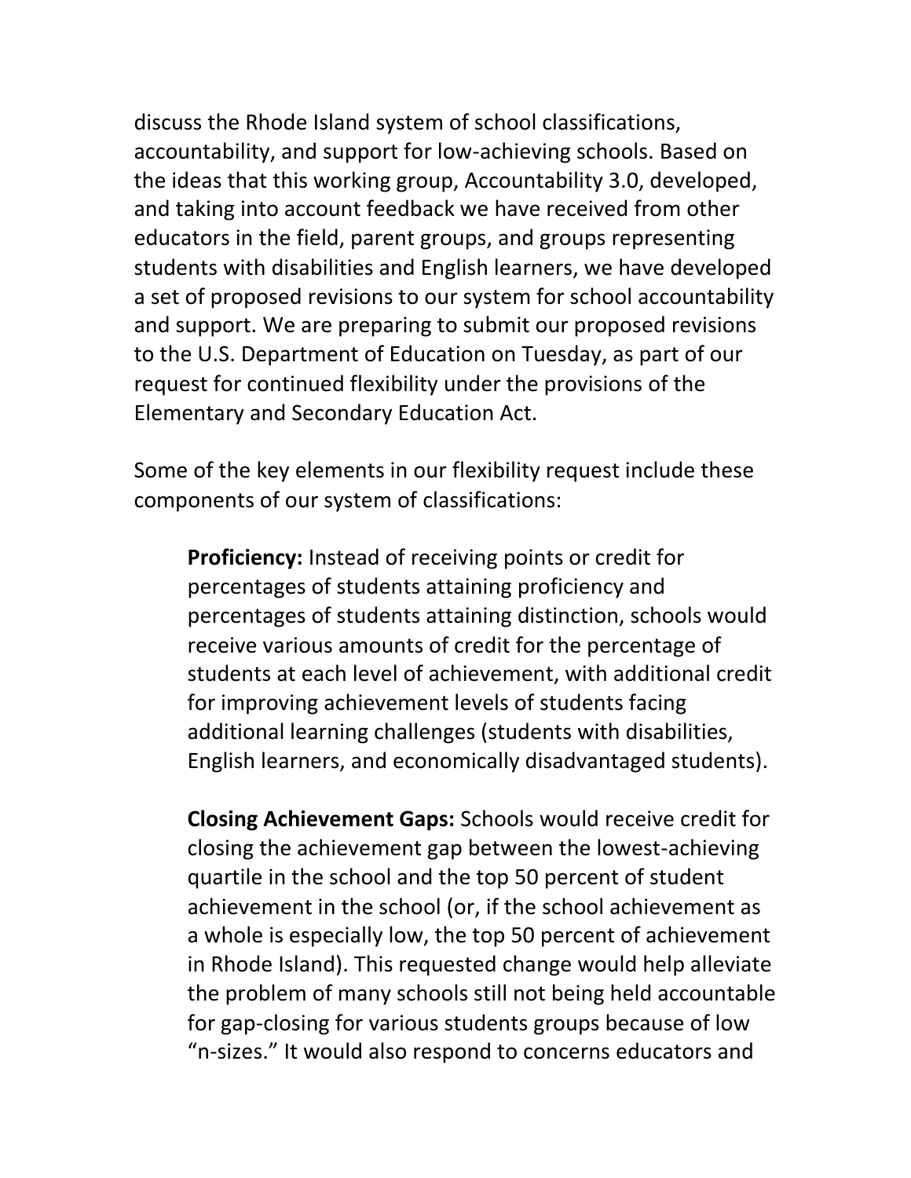discuss the Rhode Island system of school classifications, accountability, and support for low-achieving schools. Based on the ideas that this working group, Accountability 3.0, developed, and taking into account feedback we have received from other educators in the field, parent groups, and groups representing students with disabilities and English learners, we have developed a set of proposed revisions to our system for school accountability and support. We are preparing to submit our proposed revisions to the U.S. Department of Education on Tuesday, as part of our request for continued flexibility under the provisions of the Elementary and Secondary Education Act.

Some of the key elements in our flexibility request include these components of our system of classifications:

> **Proficiency:** Instead of receiving points or credit for percentages of students attaining proficiency and percentages of students attaining distinction, schools would receive various amounts of credit for the percentage of students at each level of achievement, with additional credit for improving achievement levels of students facing additional learning challenges (students with disabilities, English learners, and economically disadvantaged students).
>
> **Closing Achievement Gaps:** Schools would receive credit for closing the achievement gap between the lowest-achieving quartile in the school and the top 50 percent of student achievement in the school (or, if the school achievement as a whole is especially low, the top 50 percent of achievement in Rhode Island). This requested change would help alleviate the problem of many schools still not being held accountable for gap-closing for various students groups because of low "n-sizes." It would also respond to concerns educators and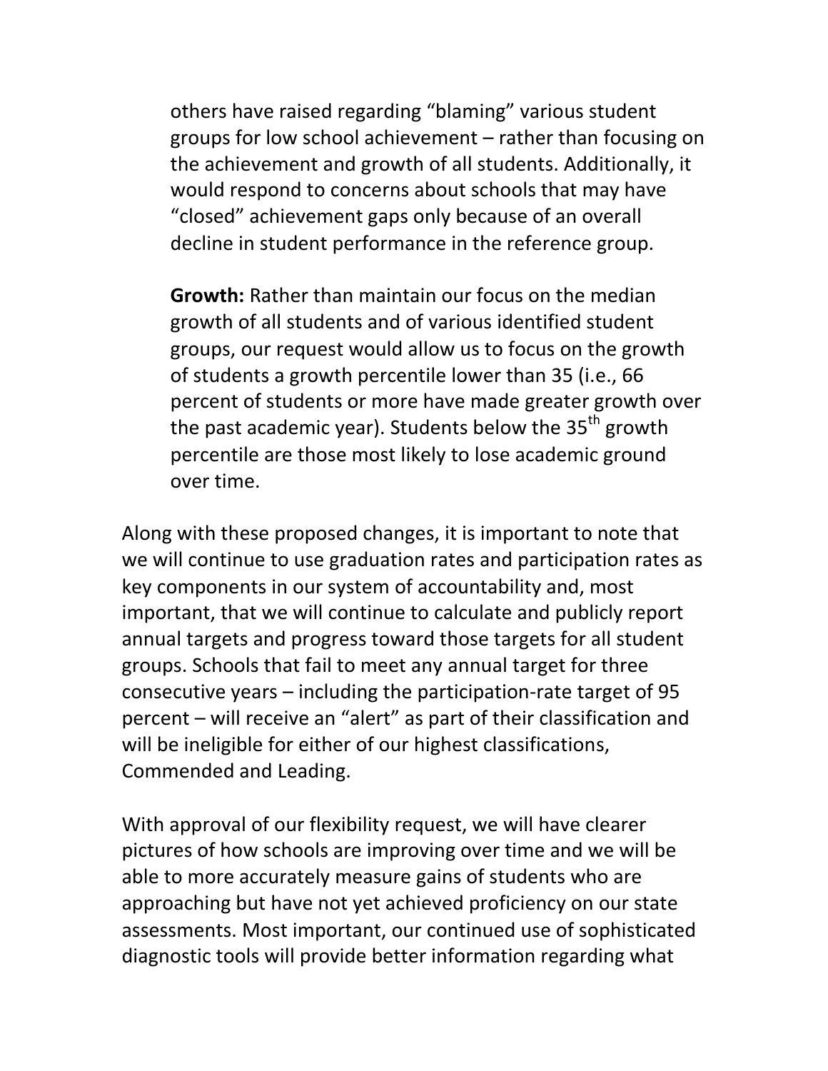others have raised regarding "blaming" various student groups for low school achievement – rather than focusing on the achievement and growth of all students. Additionally, it would respond to concerns about schools that may have "closed" achievement gaps only because of an overall decline in student performance in the reference group.

**Growth:** Rather than maintain our focus on the median growth of all students and of various identified student groups, our request would allow us to focus on the growth of students a growth percentile lower than 35 (i.e., 66 percent of students or more have made greater growth over the past academic year). Students below the $35^{th}$ growth percentile are those most likely to lose academic ground over time.

Along with these proposed changes, it is important to note that we will continue to use graduation rates and participation rates as key components in our system of accountability and, most important, that we will continue to calculate and publicly report annual targets and progress toward those targets for all student groups. Schools that fail to meet any annual target for three consecutive years – including the participation-rate target of 95 percent – will receive an "alert" as part of their classification and will be ineligible for either of our highest classifications, Commended and Leading.

With approval of our flexibility request, we will have clearer pictures of how schools are improving over time and we will be able to more accurately measure gains of students who are approaching but have not yet achieved proficiency on our state assessments. Most important, our continued use of sophisticated diagnostic tools will provide better information regarding what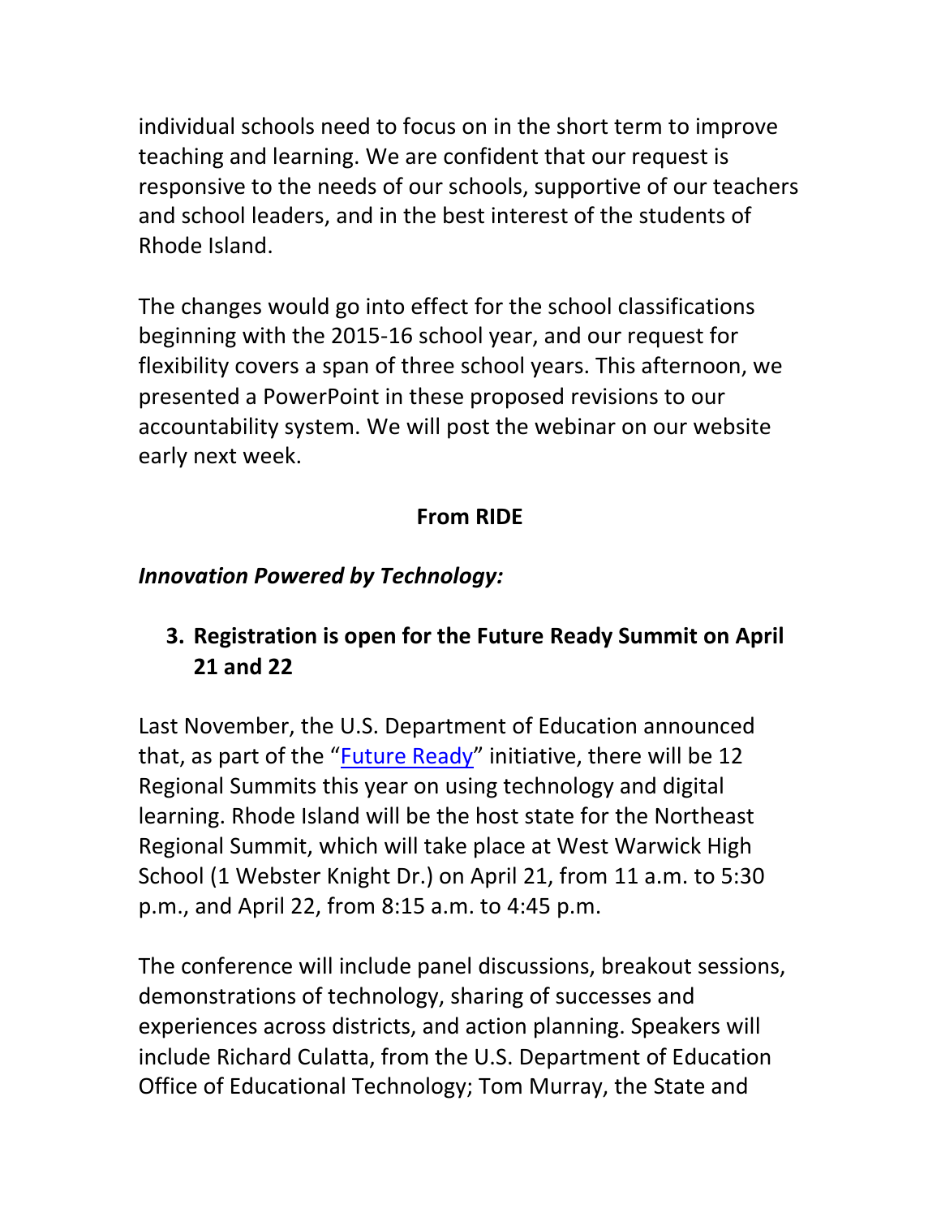individual schools need to focus on in the short term to improve teaching and learning. We are confident that our request is responsive to the needs of our schools, supportive of our teachers and school leaders, and in the best interest of the students of Rhode Island.

The changes would go into effect for the school classifications beginning with the 2015-16 school year, and our request for flexibility covers a span of three school years. This afternoon, we presented a PowerPoint in these proposed revisions to our accountability system. We will post the webinar on our website early next week.

**From RIDE**

***Innovation Powered by Technology:***

3. **Registration is open for the Future Ready Summit on April 21 and 22**

Last November, the U.S. Department of Education announced that, as part of the "[Future Ready]" initiative, there will be 12 Regional Summits this year on using technology and digital learning. Rhode Island will be the host state for the Northeast Regional Summit, which will take place at West Warwick High School (1 Webster Knight Dr.) on April 21, from 11 a.m. to 5:30 p.m., and April 22, from 8:15 a.m. to 4:45 p.m.

The conference will include panel discussions, breakout sessions, demonstrations of technology, sharing of successes and experiences across districts, and action planning. Speakers will include Richard Culatta, from the U.S. Department of Education Office of Educational Technology; Tom Murray, the State and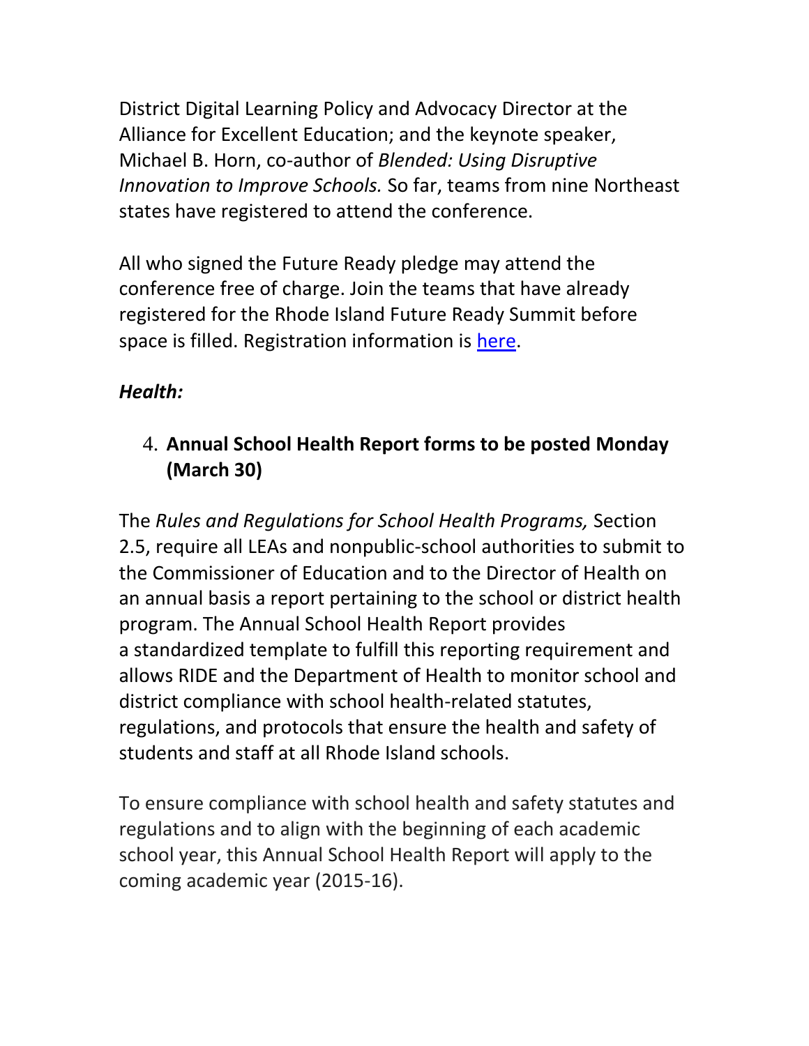District Digital Learning Policy and Advocacy Director at the Alliance for Excellent Education; and the keynote speaker, Michael B. Horn, co-author of *Blended: Using Disruptive Innovation to Improve Schools.* So far, teams from nine Northeast states have registered to attend the conference.

All who signed the Future Ready pledge may attend the conference free of charge. Join the teams that have already registered for the Rhode Island Future Ready Summit before space is filled. Registration information is here.

***Health:***

4. **Annual School Health Report forms to be posted Monday (March 30)**

The *Rules and Regulations for School Health Programs,* Section 2.5, require all LEAs and nonpublic-school authorities to submit to the Commissioner of Education and to the Director of Health on an annual basis a report pertaining to the school or district health program. The Annual School Health Report provides a standardized template to fulfill this reporting requirement and allows RIDE and the Department of Health to monitor school and district compliance with school health-related statutes, regulations, and protocols that ensure the health and safety of students and staff at all Rhode Island schools.

To ensure compliance with school health and safety statutes and regulations and to align with the beginning of each academic school year, this Annual School Health Report will apply to the coming academic year (2015-16).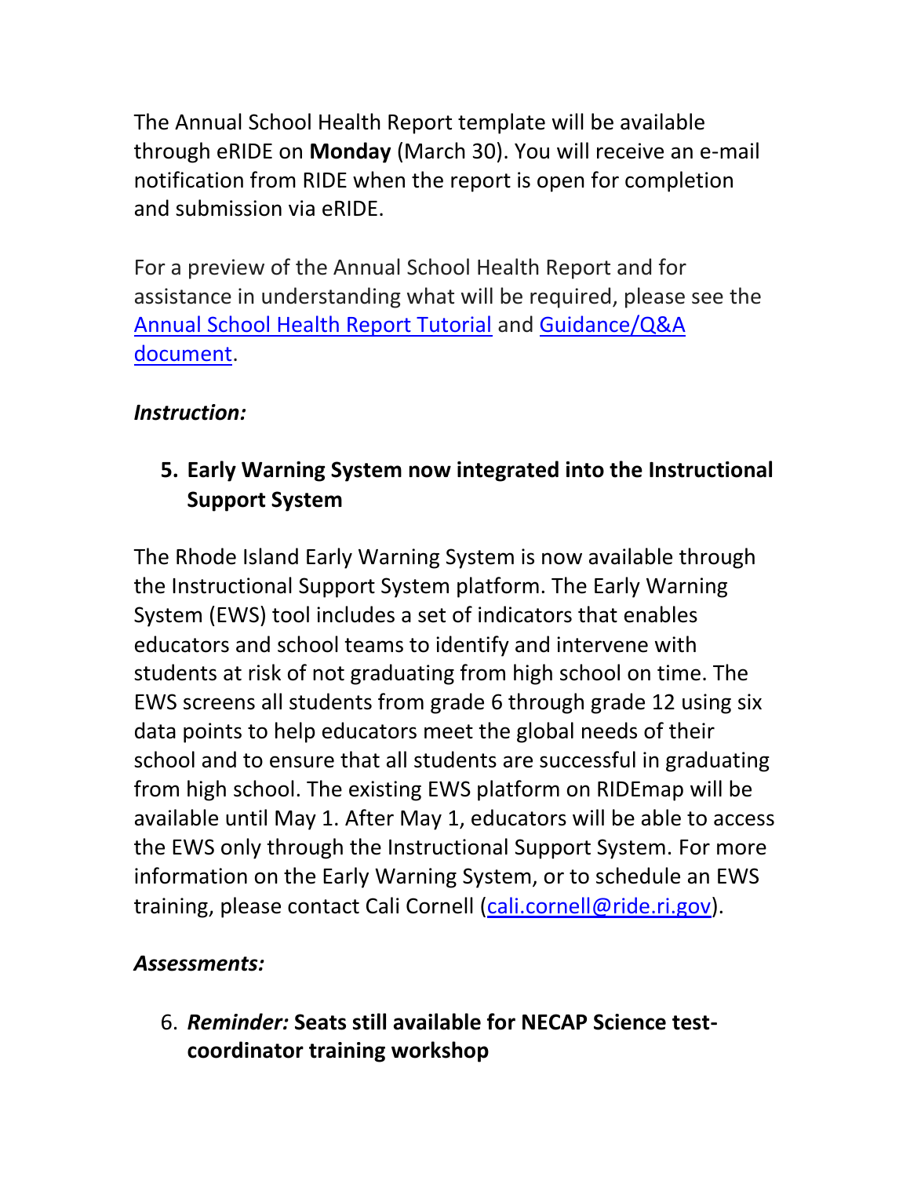The Annual School Health Report template will be available through eRIDE on **Monday** (March 30). You will receive an e-mail notification from RIDE when the report is open for completion and submission via eRIDE.

For a preview of the Annual School Health Report and for assistance in understanding what will be required, please see the [Annual School Health Report Tutorial] and [Guidance/Q&A document].

***Instruction:***

5. **Early Warning System now integrated into the Instructional Support System**

The Rhode Island Early Warning System is now available through the Instructional Support System platform. The Early Warning System (EWS) tool includes a set of indicators that enables educators and school teams to identify and intervene with students at risk of not graduating from high school on time. The EWS screens all students from grade 6 through grade 12 using six data points to help educators meet the global needs of their school and to ensure that all students are successful in graduating from high school. The existing EWS platform on RIDEmap will be available until May 1. After May 1, educators will be able to access the EWS only through the Instructional Support System. For more information on the Early Warning System, or to schedule an EWS training, please contact Cali Cornell (cali.cornell@ride.ri.gov).

***Assessments:***

6. ***Reminder:*** **Seats still available for NECAP Science test-coordinator training workshop**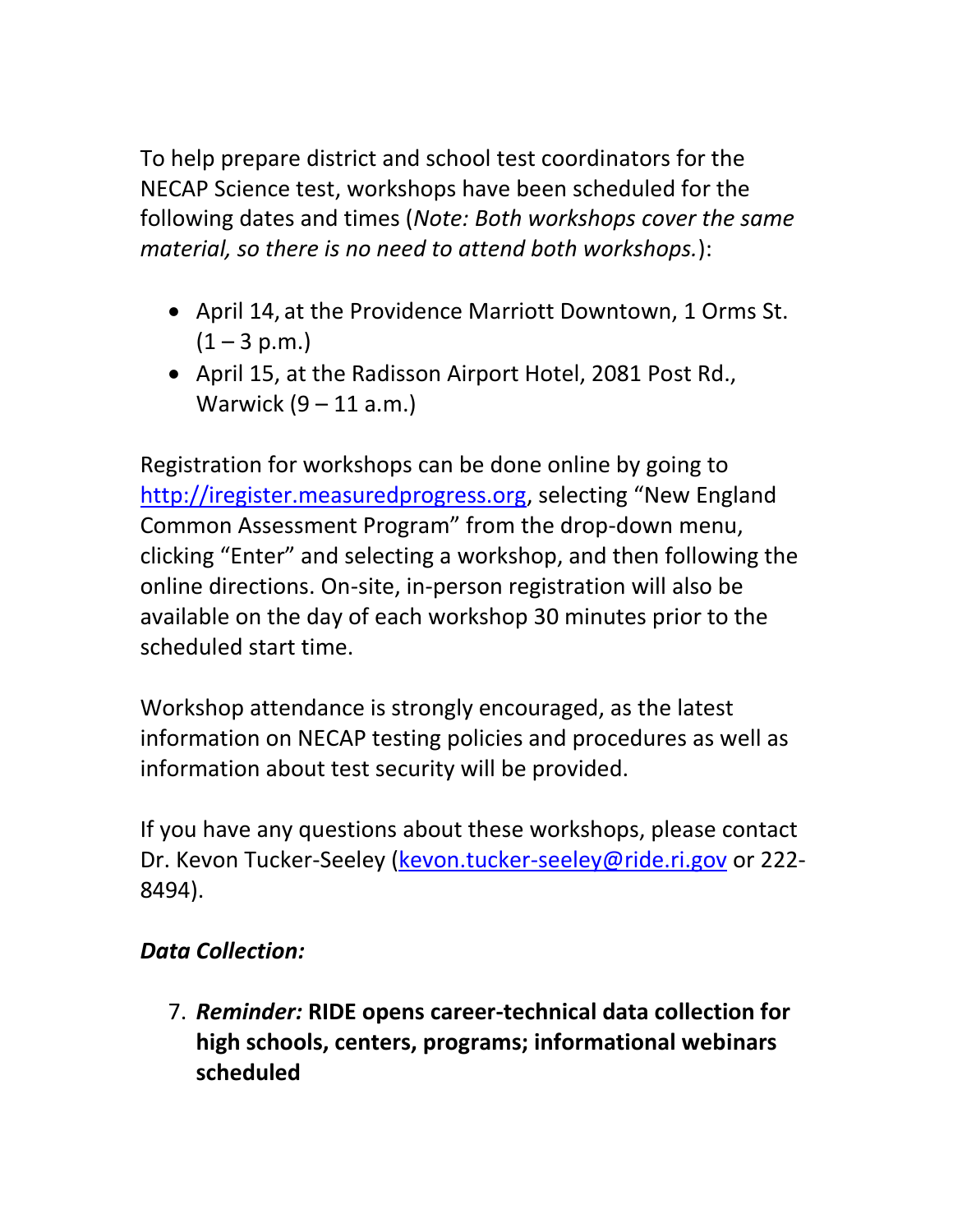To help prepare district and school test coordinators for the NECAP Science test, workshops have been scheduled for the following dates and times (*Note: Both workshops cover the same material, so there is no need to attend both workshops.*):

- April 14, at the Providence Marriott Downtown, 1 Orms St. (1 – 3 p.m.)
- April 15, at the Radisson Airport Hotel, 2081 Post Rd., Warwick (9 – 11 a.m.)

Registration for workshops can be done online by going to [http://iregister.measuredprogress.org](http://iregister.measuredprogress.org), selecting "New England Common Assessment Program" from the drop-down menu, clicking "Enter" and selecting a workshop, and then following the online directions. On-site, in-person registration will also be available on the day of each workshop 30 minutes prior to the scheduled start time.

Workshop attendance is strongly encouraged, as the latest information on NECAP testing policies and procedures as well as information about test security will be provided.

If you have any questions about these workshops, please contact Dr. Kevon Tucker-Seeley ([kevon.tucker-seeley@ride.ri.gov](mailto:kevon.tucker-seeley@ride.ri.gov) or 222-8494).

***Data Collection:***

7. ***Reminder:* RIDE opens career-technical data collection for high schools, centers, programs; informational webinars scheduled**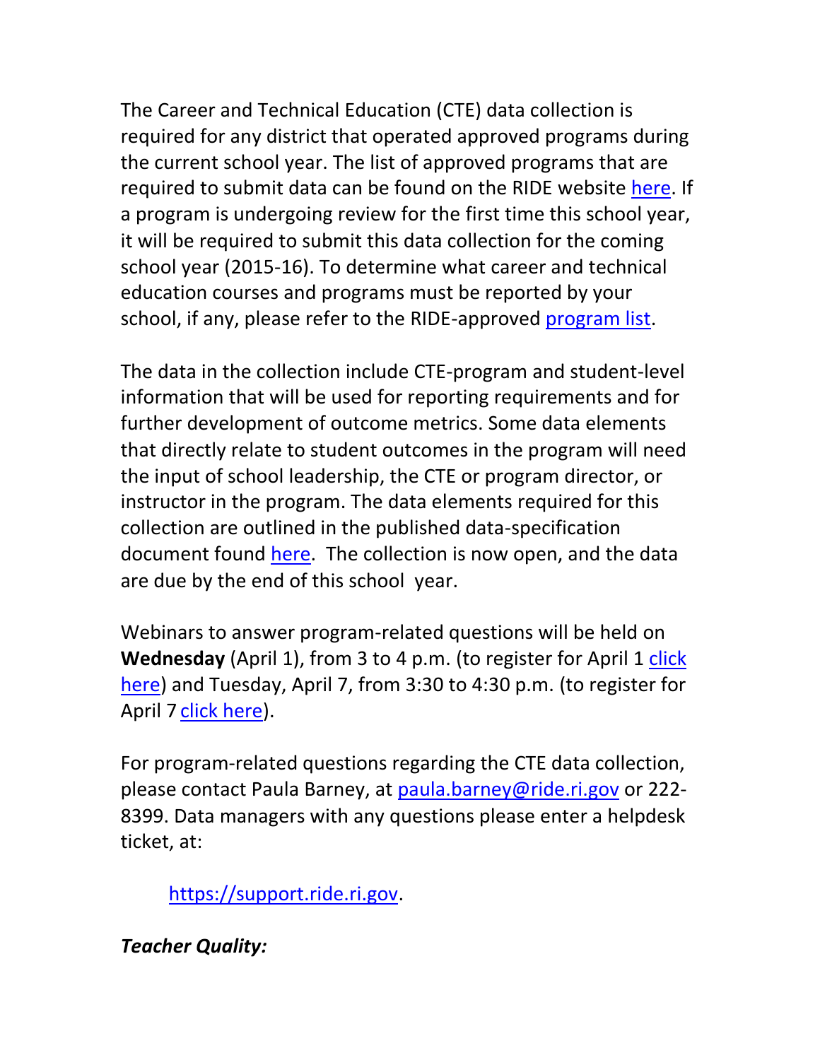The Career and Technical Education (CTE) data collection is required for any district that operated approved programs during the current school year. The list of approved programs that are required to submit data can be found on the RIDE website here. If a program is undergoing review for the first time this school year, it will be required to submit this data collection for the coming school year (2015-16). To determine what career and technical education courses and programs must be reported by your school, if any, please refer to the RIDE-approved program list.

The data in the collection include CTE-program and student-level information that will be used for reporting requirements and for further development of outcome metrics. Some data elements that directly relate to student outcomes in the program will need the input of school leadership, the CTE or program director, or instructor in the program. The data elements required for this collection are outlined in the published data-specification document found here. The collection is now open, and the data are due by the end of this school year.

Webinars to answer program-related questions will be held on **Wednesday** (April 1), from 3 to 4 p.m. (to register for April 1 click here) and Tuesday, April 7, from 3:30 to 4:30 p.m. (to register for April 7 click here).

For program-related questions regarding the CTE data collection, please contact Paula Barney, at paula.barney@ride.ri.gov or 222-8399. Data managers with any questions please enter a helpdesk ticket, at:

https://support.ride.ri.gov.

***Teacher Quality:***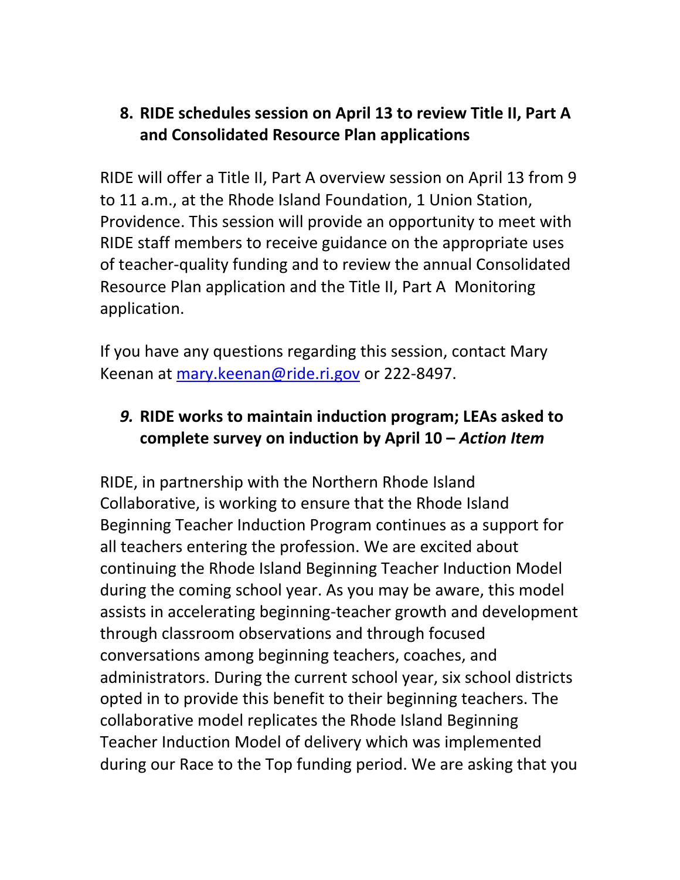8. **RIDE schedules session on April 13 to review Title II, Part A and Consolidated Resource Plan applications**

RIDE will offer a Title II, Part A overview session on April 13 from 9 to 11 a.m., at the Rhode Island Foundation, 1 Union Station, Providence. This session will provide an opportunity to meet with RIDE staff members to receive guidance on the appropriate uses of teacher-quality funding and to review the annual Consolidated Resource Plan application and the Title II, Part A Monitoring application.

If you have any questions regarding this session, contact Mary Keenan at mary.keenan@ride.ri.gov or 222-8497.

*9.* **RIDE works to maintain induction program; LEAs asked to complete survey on induction by April 10 –** ***Action Item***

RIDE, in partnership with the Northern Rhode Island Collaborative, is working to ensure that the Rhode Island Beginning Teacher Induction Program continues as a support for all teachers entering the profession. We are excited about continuing the Rhode Island Beginning Teacher Induction Model during the coming school year. As you may be aware, this model assists in accelerating beginning-teacher growth and development through classroom observations and through focused conversations among beginning teachers, coaches, and administrators. During the current school year, six school districts opted in to provide this benefit to their beginning teachers. The collaborative model replicates the Rhode Island Beginning Teacher Induction Model of delivery which was implemented during our Race to the Top funding period. We are asking that you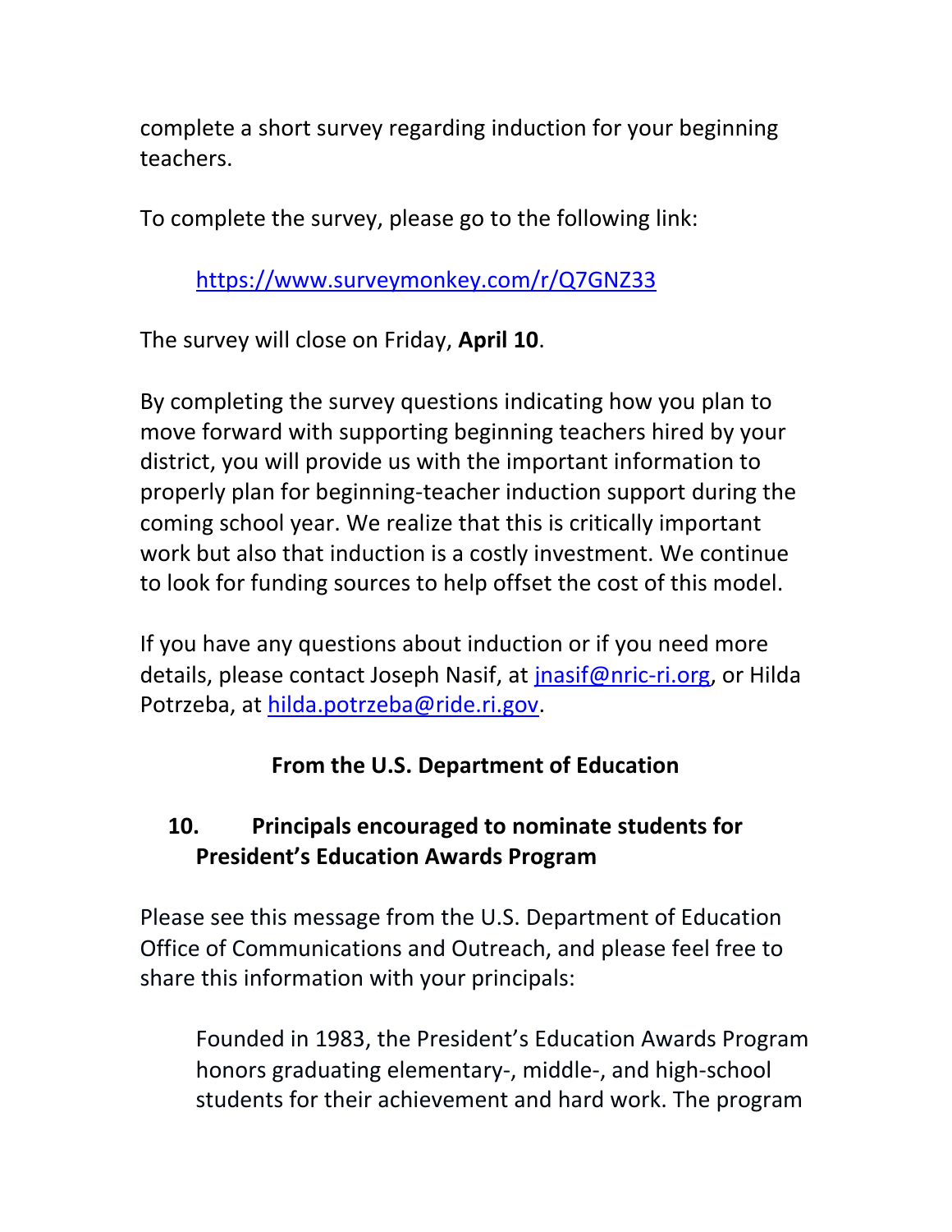complete a short survey regarding induction for your beginning teachers.

To complete the survey, please go to the following link:

> https://www.surveymonkey.com/r/Q7GNZ33

The survey will close on Friday, **April 10**.

By completing the survey questions indicating how you plan to move forward with supporting beginning teachers hired by your district, you will provide us with the important information to properly plan for beginning-teacher induction support during the coming school year. We realize that this is critically important work but also that induction is a costly investment. We continue to look for funding sources to help offset the cost of this model.

If you have any questions about induction or if you need more details, please contact Joseph Nasif, at jnasif@nric-ri.org, or Hilda Potrzeba, at hilda.potrzeba@ride.ri.gov.

## From the U.S. Department of Education

### 10. Principals encouraged to nominate students for President's Education Awards Program

Please see this message from the U.S. Department of Education Office of Communications and Outreach, and please feel free to share this information with your principals:

> Founded in 1983, the President's Education Awards Program honors graduating elementary-, middle-, and high-school students for their achievement and hard work. The program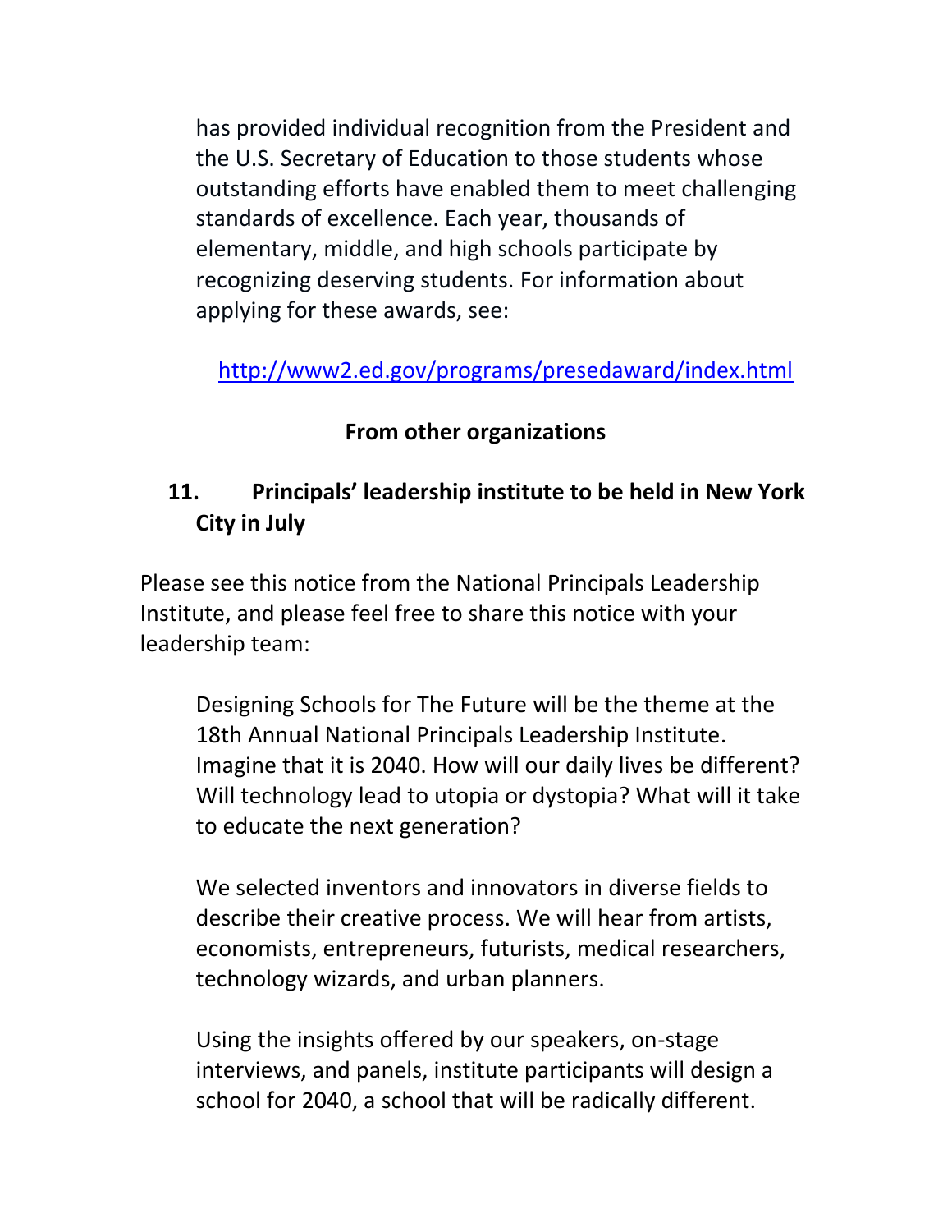has provided individual recognition from the President and the U.S. Secretary of Education to those students whose outstanding efforts have enabled them to meet challenging standards of excellence. Each year, thousands of elementary, middle, and high schools participate by recognizing deserving students. For information about applying for these awards, see:

http://www2.ed.gov/programs/presedaward/index.html

**From other organizations**

## 11. Principals' leadership institute to be held in New York City in July

Please see this notice from the National Principals Leadership Institute, and please feel free to share this notice with your leadership team:

> Designing Schools for The Future will be the theme at the 18th Annual National Principals Leadership Institute. Imagine that it is 2040. How will our daily lives be different? Will technology lead to utopia or dystopia? What will it take to educate the next generation?
>
> We selected inventors and innovators in diverse fields to describe their creative process. We will hear from artists, economists, entrepreneurs, futurists, medical researchers, technology wizards, and urban planners.
>
> Using the insights offered by our speakers, on-stage interviews, and panels, institute participants will design a school for 2040, a school that will be radically different.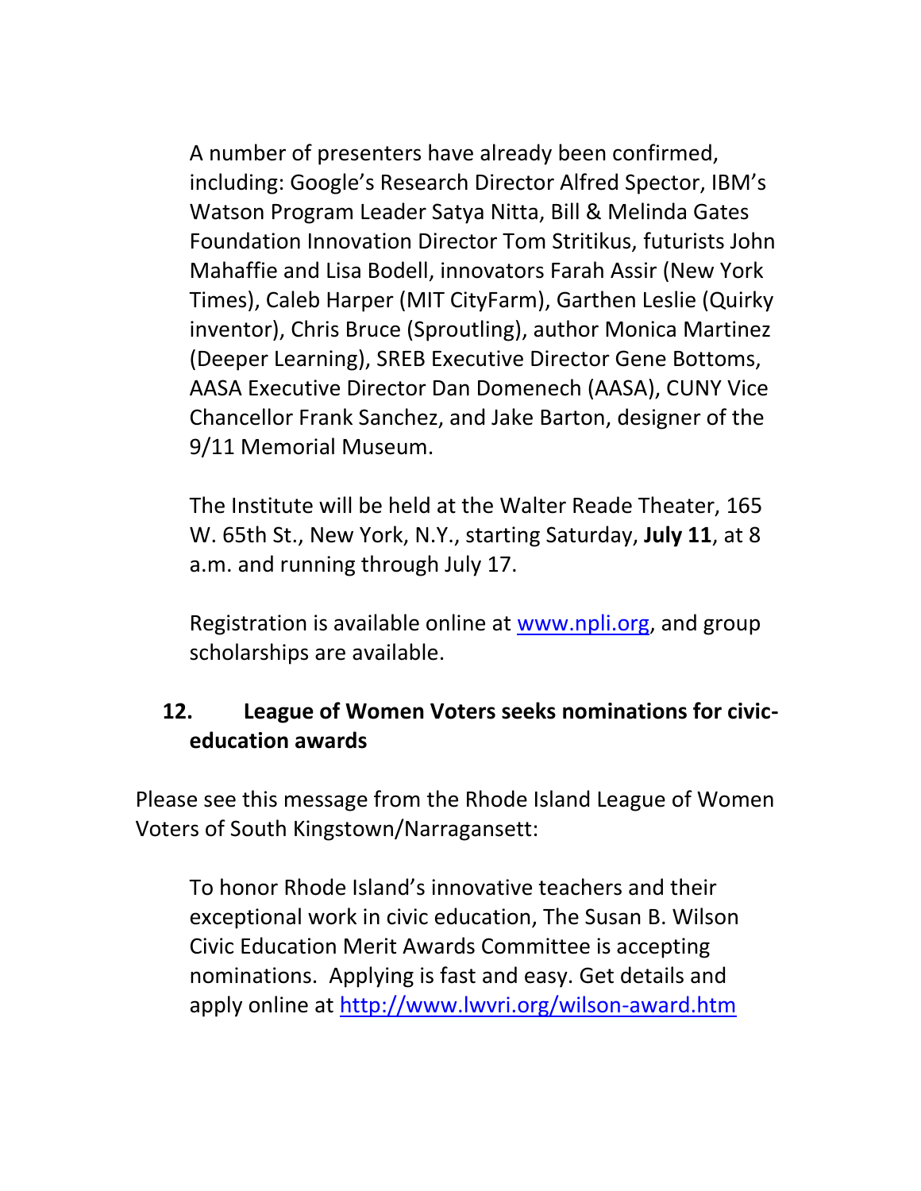A number of presenters have already been confirmed, including: Google's Research Director Alfred Spector, IBM's Watson Program Leader Satya Nitta, Bill & Melinda Gates Foundation Innovation Director Tom Stritikus, futurists John Mahaffie and Lisa Bodell, innovators Farah Assir (New York Times), Caleb Harper (MIT CityFarm), Garthen Leslie (Quirky inventor), Chris Bruce (Sproutling), author Monica Martinez (Deeper Learning), SREB Executive Director Gene Bottoms, AASA Executive Director Dan Domenech (AASA), CUNY Vice Chancellor Frank Sanchez, and Jake Barton, designer of the 9/11 Memorial Museum.

The Institute will be held at the Walter Reade Theater, 165 W. 65th St., New York, N.Y., starting Saturday, **July 11**, at 8 a.m. and running through July 17.

Registration is available online at [www.npli.org](www.npli.org), and group scholarships are available.

## 12. League of Women Voters seeks nominations for civic-education awards

Please see this message from the Rhode Island League of Women Voters of South Kingstown/Narragansett:

To honor Rhode Island's innovative teachers and their exceptional work in civic education, The Susan B. Wilson Civic Education Merit Awards Committee is accepting nominations. Applying is fast and easy. Get details and apply online at [http://www.lwvri.org/wilson-award.htm](http://www.lwvri.org/wilson-award.htm)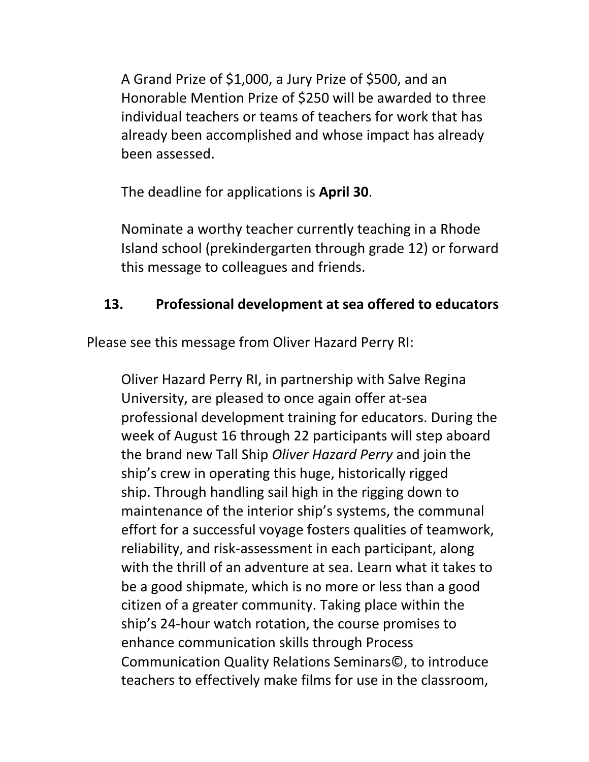A Grand Prize of $1,000, a Jury Prize of $500, and an Honorable Mention Prize of $250 will be awarded to three individual teachers or teams of teachers for work that has already been accomplished and whose impact has already been assessed.

The deadline for applications is **April 30**.

Nominate a worthy teacher currently teaching in a Rhode Island school (prekindergarten through grade 12) or forward this message to colleagues and friends.

## 13. Professional development at sea offered to educators

Please see this message from Oliver Hazard Perry RI:

Oliver Hazard Perry RI, in partnership with Salve Regina University, are pleased to once again offer at-sea professional development training for educators. During the week of August 16 through 22 participants will step aboard the brand new Tall Ship *Oliver Hazard Perry* and join the ship's crew in operating this huge, historically rigged ship. Through handling sail high in the rigging down to maintenance of the interior ship's systems, the communal effort for a successful voyage fosters qualities of teamwork, reliability, and risk-assessment in each participant, along with the thrill of an adventure at sea. Learn what it takes to be a good shipmate, which is no more or less than a good citizen of a greater community. Taking place within the ship's 24-hour watch rotation, the course promises to enhance communication skills through Process Communication Quality Relations Seminars©, to introduce teachers to effectively make films for use in the classroom,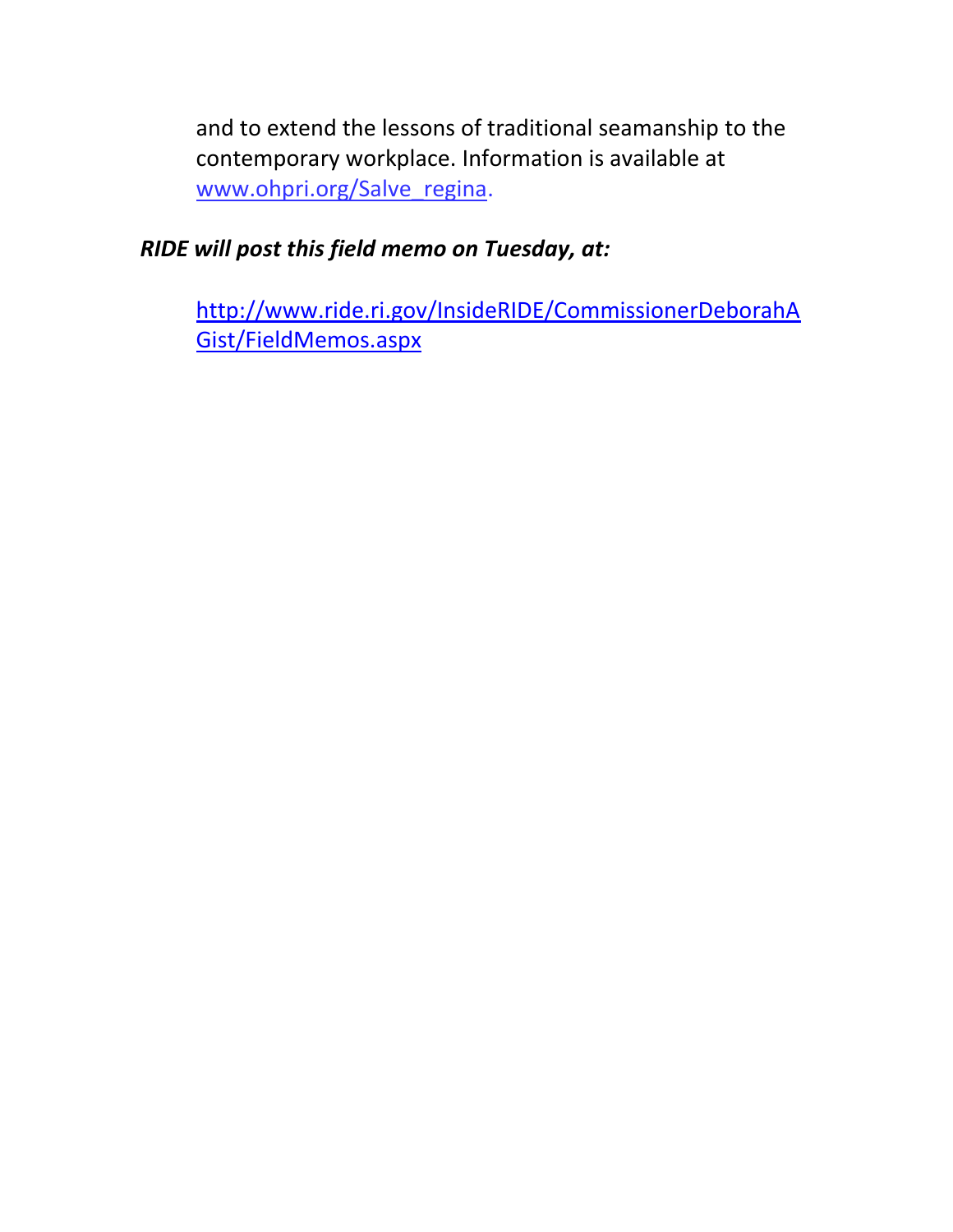and to extend the lessons of traditional seamanship to the contemporary workplace. Information is available at www.ohpri.org/Salve_regina.

***RIDE will post this field memo on Tuesday, at:***

http://www.ride.ri.gov/InsideRIDE/CommissionerDeborahAGist/FieldMemos.aspx